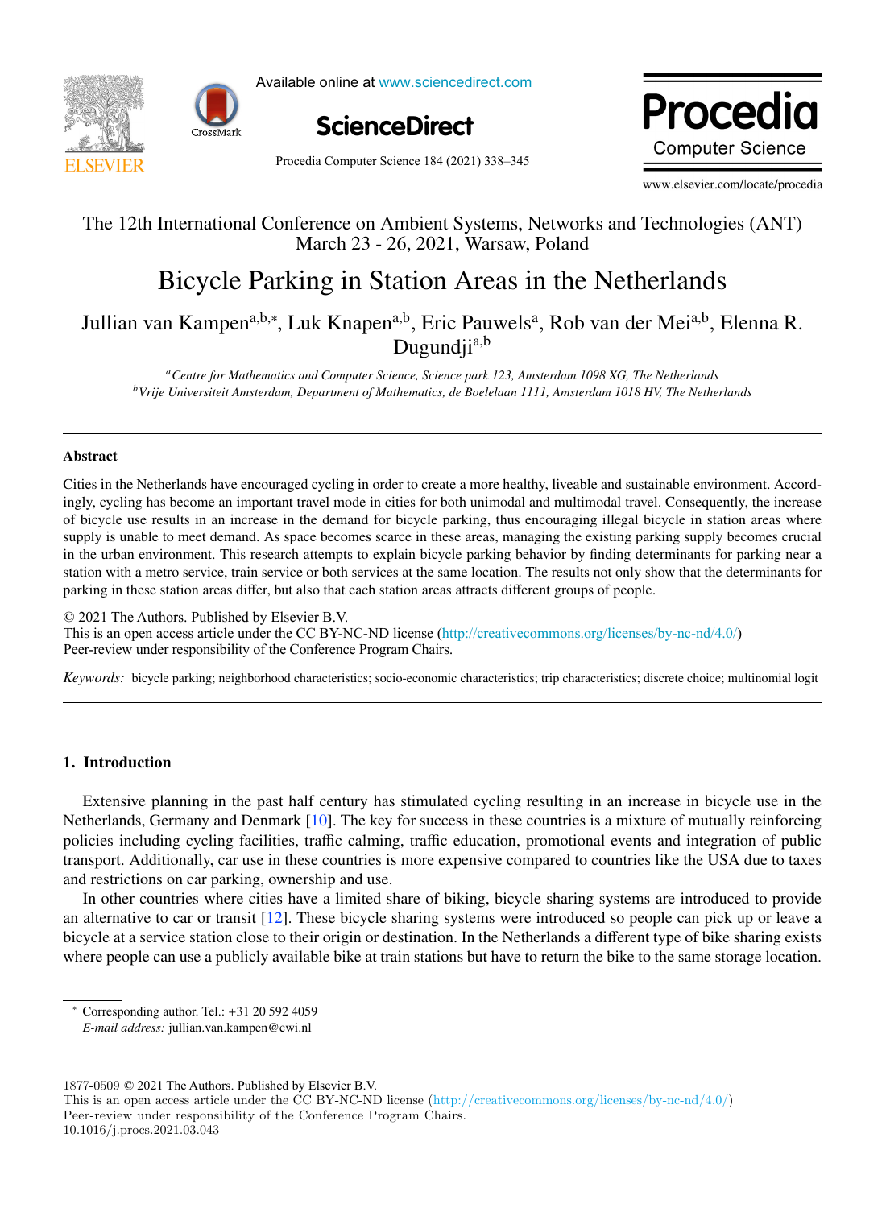The 12th International Conference on Ambient Systems, Networks and Technologies (ANT)
March 23 - 26, 2021, Warsaw, Poland

# Bicycle Parking in Station Areas in the Netherlands

Jullian van Kampen[a,b,*], Luk Knapen[a,b], Eric Pauwels[a], Rob van der Mei[a,b], Elena R. Dugundji[a,b]

[a] *Centre for Mathematics and Computer Science, Science park 123, Amsterdam 1098 XG, The Netherlands*
[b] *Vrije Universiteit Amsterdam, Department of Mathematics, de Boelelaan 1111, Amsterdam 1018 HV, The Netherlands*

## Abstract

Cities in the Netherlands have encouraged cycling in order to create a more healthy, liveable and sustainable environment. Accordingly, cycling has become an important travel mode in cities for both unimodal and multimodal travel. Consequently, the increase of bicycle use results in an increase in the demand for bicycle parking, thus encouraging illegal bicycle in station areas where supply is unable to meet demand. As space becomes scarce in these areas, managing the existing parking supply becomes crucial in the urban environment. This research attempts to explain bicycle parking behavior by finding determinants for parking near a station with a metro service, train service or both services at the same location. The results not only show that the determinants for parking in these station areas differ, but also that each station areas attracts different groups of people.

© 2021 The Authors. Published by Elsevier B.V.
This is an open access article under the CC BY-NC-ND license (http://creativecommons.org/licenses/by-nc-nd/4.0/)
Peer-review under responsibility of the Conference Program Chairs.

*Keywords:* bicycle parking; neighborhood characteristics; socio-economic characteristics; trip characteristics; discrete choice; multinomial logit

## 1. Introduction

Extensive planning in the past half century has stimulated cycling resulting in an increase in bicycle use in the Netherlands, Germany and Denmark [10]. The key for success in these countries is a mixture of mutually reinforcing policies including cycling facilities, traffic calming, traffic education, promotional events and integration of public transport. Additionally, car use in these countries is more expensive compared to countries like the USA due to taxes and restrictions on car parking, ownership and use.

In other countries where cities have a limited share of biking, bicycle sharing systems are introduced to provide an alternative to car or transit [12]. These bicycle sharing systems were introduced so people can pick up or leave a bicycle at a service station close to their origin or destination. In the Netherlands a different type of bike sharing exists where people can use a publicly available bike at train stations but have to return the bike to the same storage location.

---

* Corresponding author. Tel.: +31 20 592 4059
*E-mail address:* jullian.van.kampen@cwi.nl

1877-0509 © 2021 The Authors. Published by Elsevier B.V.
This is an open access article under the CC BY-NC-ND license (http://creativecommons.org/licenses/by-nc-nd/4.0/)
Peer-review under responsibility of the Conference Program Chairs.
10.1016/j.procs.2021.03.043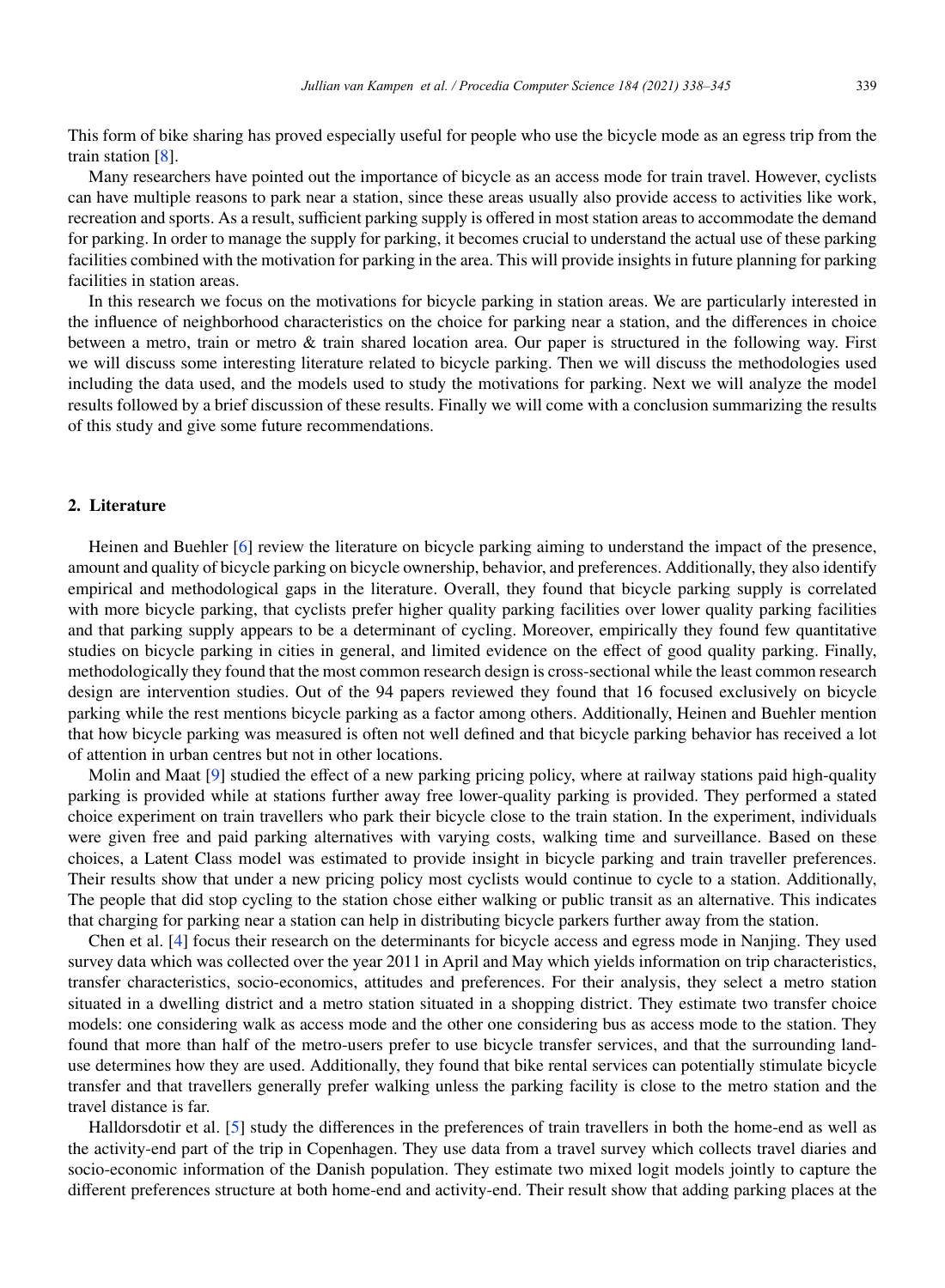This form of bike sharing has proved especially useful for people who use the bicycle mode as an egress trip from the train station [8].

Many researchers have pointed out the importance of bicycle as an access mode for train travel. However, cyclists can have multiple reasons to park near a station, since these areas usually also provide access to activities like work, recreation and sports. As a result, sufficient parking supply is offered in most station areas to accommodate the demand for parking. In order to manage the supply for parking, it becomes crucial to understand the actual use of these parking facilities combined with the motivation for parking in the area. This will provide insights in future planning for parking facilities in station areas.

In this research we focus on the motivations for bicycle parking in station areas. We are particularly interested in the influence of neighborhood characteristics on the choice for parking near a station, and the differences in choice between a metro, train or metro & train shared location area. Our paper is structured in the following way. First we will discuss some interesting literature related to bicycle parking. Then we will discuss the methodologies used including the data used, and the models used to study the motivations for parking. Next we will analyze the model results followed by a brief discussion of these results. Finally we will come with a conclusion summarizing the results of this study and give some future recommendations.

## 2. Literature

Heinen and Buehler [6] review the literature on bicycle parking aiming to understand the impact of the presence, amount and quality of bicycle parking on bicycle ownership, behavior, and preferences. Additionally, they also identify empirical and methodological gaps in the literature. Overall, they found that bicycle parking supply is correlated with more bicycle parking, that cyclists prefer higher quality parking facilities over lower quality parking facilities and that parking supply appears to be a determinant of cycling. Moreover, empirically they found few quantitative studies on bicycle parking in cities in general, and limited evidence on the effect of good quality parking. Finally, methodologically they found that the most common research design is cross-sectional while the least common research design are intervention studies. Out of the 94 papers reviewed they found that 16 focused exclusively on bicycle parking while the rest mentions bicycle parking as a factor among others. Additionally, Heinen and Buehler mention that how bicycle parking was measured is often not well defined and that bicycle parking behavior has received a lot of attention in urban centres but not in other locations.

Molin and Maat [9] studied the effect of a new parking pricing policy, where at railway stations paid high-quality parking is provided while at stations further away free lower-quality parking is provided. They performed a stated choice experiment on train travellers who park their bicycle close to the train station. In the experiment, individuals were given free and paid parking alternatives with varying costs, walking time and surveillance. Based on these choices, a Latent Class model was estimated to provide insight in bicycle parking and train traveller preferences. Their results show that under a new pricing policy most cyclists would continue to cycle to a station. Additionally, The people that did stop cycling to the station chose either walking or public transit as an alternative. This indicates that charging for parking near a station can help in distributing bicycle parkers further away from the station.

Chen et al. [4] focus their research on the determinants for bicycle access and egress mode in Nanjing. They used survey data which was collected over the year 2011 in April and May which yields information on trip characteristics, transfer characteristics, socio-economics, attitudes and preferences. For their analysis, they select a metro station situated in a dwelling district and a metro station situated in a shopping district. They estimate two transfer choice models: one considering walk as access mode and the other one considering bus as access mode to the station. They found that more than half of the metro-users prefer to use bicycle transfer services, and that the surrounding land-use determines how they are used. Additionally, they found that bike rental services can potentially stimulate bicycle transfer and that travellers generally prefer walking unless the parking facility is close to the metro station and the travel distance is far.

Halldorsdotir et al. [5] study the differences in the preferences of train travellers in both the home-end as well as the activity-end part of the trip in Copenhagen. They use data from a travel survey which collects travel diaries and socio-economic information of the Danish population. They estimate two mixed logit models jointly to capture the different preferences structure at both home-end and activity-end. Their result show that adding parking places at the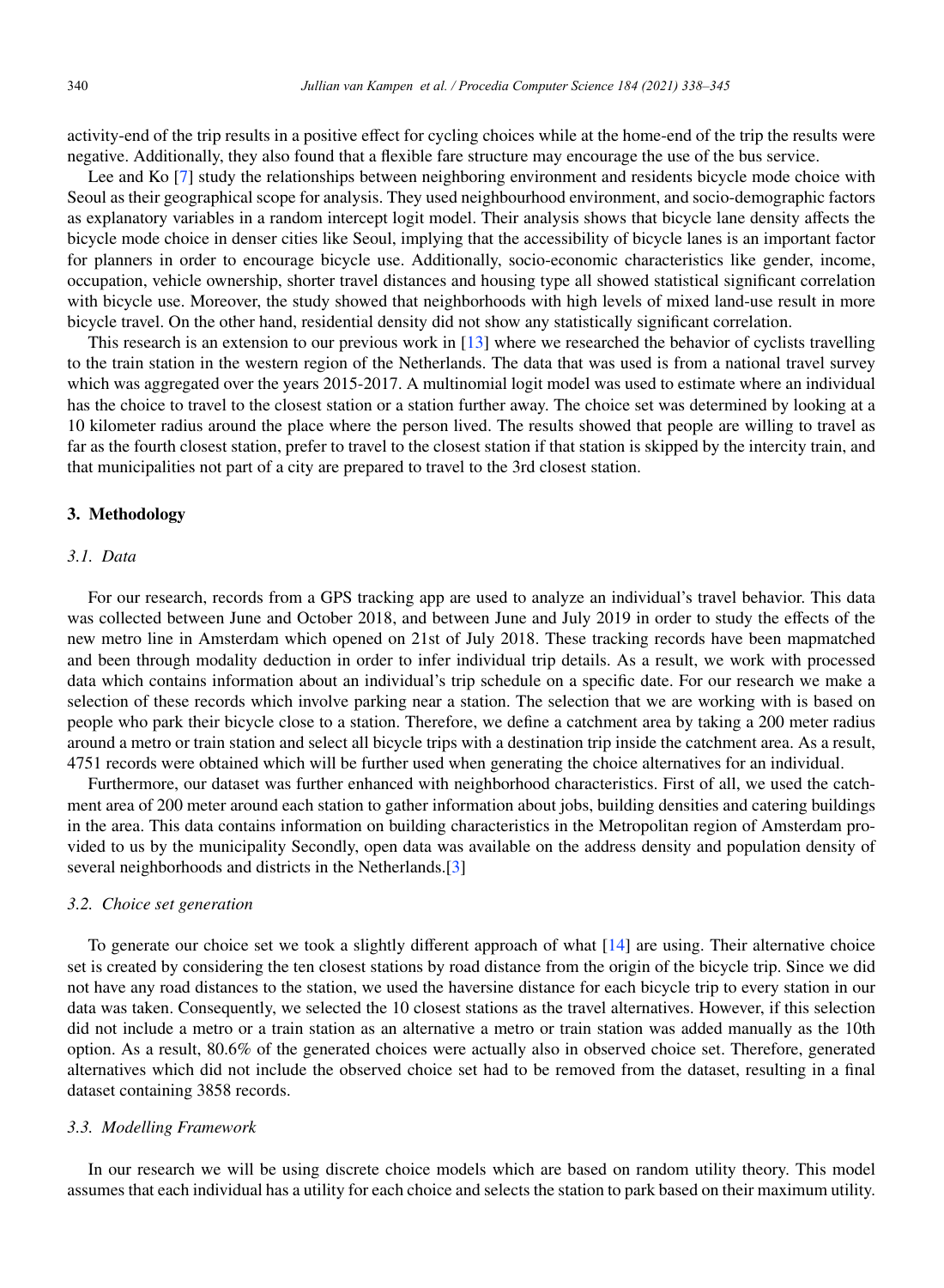activity-end of the trip results in a positive effect for cycling choices while at the home-end of the trip the results were negative. Additionally, they also found that a flexible fare structure may encourage the use of the bus service.

Lee and Ko [7] study the relationships between neighboring environment and residents bicycle mode choice with Seoul as their geographical scope for analysis. They used neighbourhood environment, and socio-demographic factors as explanatory variables in a random intercept logit model. Their analysis shows that bicycle lane density affects the bicycle mode choice in denser cities like Seoul, implying that the accessibility of bicycle lanes is an important factor for planners in order to encourage bicycle use. Additionally, socio-economic characteristics like gender, income, occupation, vehicle ownership, shorter travel distances and housing type all showed statistical significant correlation with bicycle use. Moreover, the study showed that neighborhoods with high levels of mixed land-use result in more bicycle travel. On the other hand, residential density did not show any statistically significant correlation.

This research is an extension to our previous work in [13] where we researched the behavior of cyclists travelling to the train station in the western region of the Netherlands. The data that was used is from a national travel survey which was aggregated over the years 2015-2017. A multinomial logit model was used to estimate where an individual has the choice to travel to the closest station or a station further away. The choice set was determined by looking at a 10 kilometer radius around the place where the person lived. The results showed that people are willing to travel as far as the fourth closest station, prefer to travel to the closest station if that station is skipped by the intercity train, and that municipalities not part of a city are prepared to travel to the 3rd closest station.

## 3. Methodology

### *3.1. Data*

For our research, records from a GPS tracking app are used to analyze an individual's travel behavior. This data was collected between June and October 2018, and between June and July 2019 in order to study the effects of the new metro line in Amsterdam which opened on 21st of July 2018. These tracking records have been mapmatched and been through modality deduction in order to infer individual trip details. As a result, we work with processed data which contains information about an individual's trip schedule on a specific date. For our research we make a selection of these records which involve parking near a station. The selection that we are working with is based on people who park their bicycle close to a station. Therefore, we define a catchment area by taking a 200 meter radius around a metro or train station and select all bicycle trips with a destination trip inside the catchment area. As a result, 4751 records were obtained which will be further used when generating the choice alternatives for an individual.

Furthermore, our dataset was further enhanced with neighborhood characteristics. First of all, we used the catchment area of 200 meter around each station to gather information about jobs, building densities and catering buildings in the area. This data contains information on building characteristics in the Metropolitan region of Amsterdam provided to us by the municipality Secondly, open data was available on the address density and population density of several neighborhoods and districts in the Netherlands.[3]

### *3.2. Choice set generation*

To generate our choice set we took a slightly different approach of what [14] are using. Their alternative choice set is created by considering the ten closest stations by road distance from the origin of the bicycle trip. Since we did not have any road distances to the station, we used the haversine distance for each bicycle trip to every station in our data was taken. Consequently, we selected the 10 closest stations as the travel alternatives. However, if this selection did not include a metro or a train station as an alternative a metro or train station was added manually as the 10th option. As a result, 80.6% of the generated choices were actually also in observed choice set. Therefore, generated alternatives which did not include the observed choice set had to be removed from the dataset, resulting in a final dataset containing 3858 records.

### *3.3. Modelling Framework*

In our research we will be using discrete choice models which are based on random utility theory. This model assumes that each individual has a utility for each choice and selects the station to park based on their maximum utility.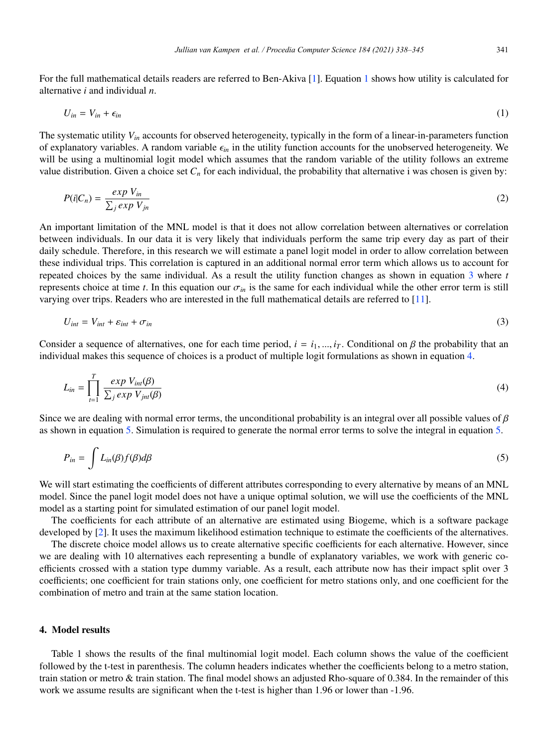For the full mathematical details readers are referred to Ben-Akiva [1]. Equation 1 shows how utility is calculated for alternative $i$ and individual $n$.

$$U_{in} = V_{in} + \epsilon_{in} \tag{1}$$

The systematic utility $V_{in}$ accounts for observed heterogeneity, typically in the form of a linear-in-parameters function of explanatory variables. A random variable $\epsilon_{in}$ in the utility function accounts for the unobserved heterogeneity. We will be using a multinomial logit model which assumes that the random variable of the utility follows an extreme value distribution. Given a choice set $C_n$ for each individual, the probability that alternative i was chosen is given by:

$$P(i|C_n) = \frac{exp\ V_{in}}{\sum_j exp\ V_{jn}} \tag{2}$$

An important limitation of the MNL model is that it does not allow correlation between alternatives or correlation between individuals. In our data it is very likely that individuals perform the same trip every day as part of their daily schedule. Therefore, in this research we will estimate a panel logit model in order to allow correlation between these individual trips. This correlation is captured in an additional normal error term which allows us to account for repeated choices by the same individual. As a result the utility function changes as shown in equation 3 where $t$ represents choice at time $t$. In this equation our $\sigma_{in}$ is the same for each individual while the other error term is still varying over trips. Readers who are interested in the full mathematical details are referred to [11].

$$U_{int} = V_{int} + \varepsilon_{int} + \sigma_{in} \tag{3}$$

Consider a sequence of alternatives, one for each time period, $i = i_1, ..., i_T$. Conditional on $\beta$ the probability that an individual makes this sequence of choices is a product of multiple logit formulations as shown in equation 4.

$$L_{in} = \prod_{t=1}^{T} \frac{exp\ V_{int}(\beta)}{\sum_j exp\ V_{jnt}(\beta)} \tag{4}$$

Since we are dealing with normal error terms, the unconditional probability is an integral over all possible values of $\beta$ as shown in equation 5. Simulation is required to generate the normal error terms to solve the integral in equation 5.

$$P_{in} = \int L_{in}(\beta) f(\beta) d\beta \tag{5}$$

We will start estimating the coefficients of different attributes corresponding to every alternative by means of an MNL model. Since the panel logit model does not have a unique optimal solution, we will use the coefficients of the MNL model as a starting point for simulated estimation of our panel logit model.

The coefficients for each attribute of an alternative are estimated using Biogeme, which is a software package developed by [2]. It uses the maximum likelihood estimation technique to estimate the coefficients of the alternatives.

The discrete choice model allows us to create alternative specific coefficients for each alternative. However, since we are dealing with 10 alternatives each representing a bundle of explanatory variables, we work with generic coefficients crossed with a station type dummy variable. As a result, each attribute now has their impact split over 3 coefficients; one coefficient for train stations only, one coefficient for metro stations only, and one coefficient for the combination of metro and train at the same station location.

## 4. Model results

Table 1 shows the results of the final multinomial logit model. Each column shows the value of the coefficient followed by the t-test in parenthesis. The column headers indicates whether the coefficients belong to a metro station, train station or metro & train station. The final model shows an adjusted Rho-square of 0.384. In the remainder of this work we assume results are significant when the t-test is higher than 1.96 or lower than -1.96.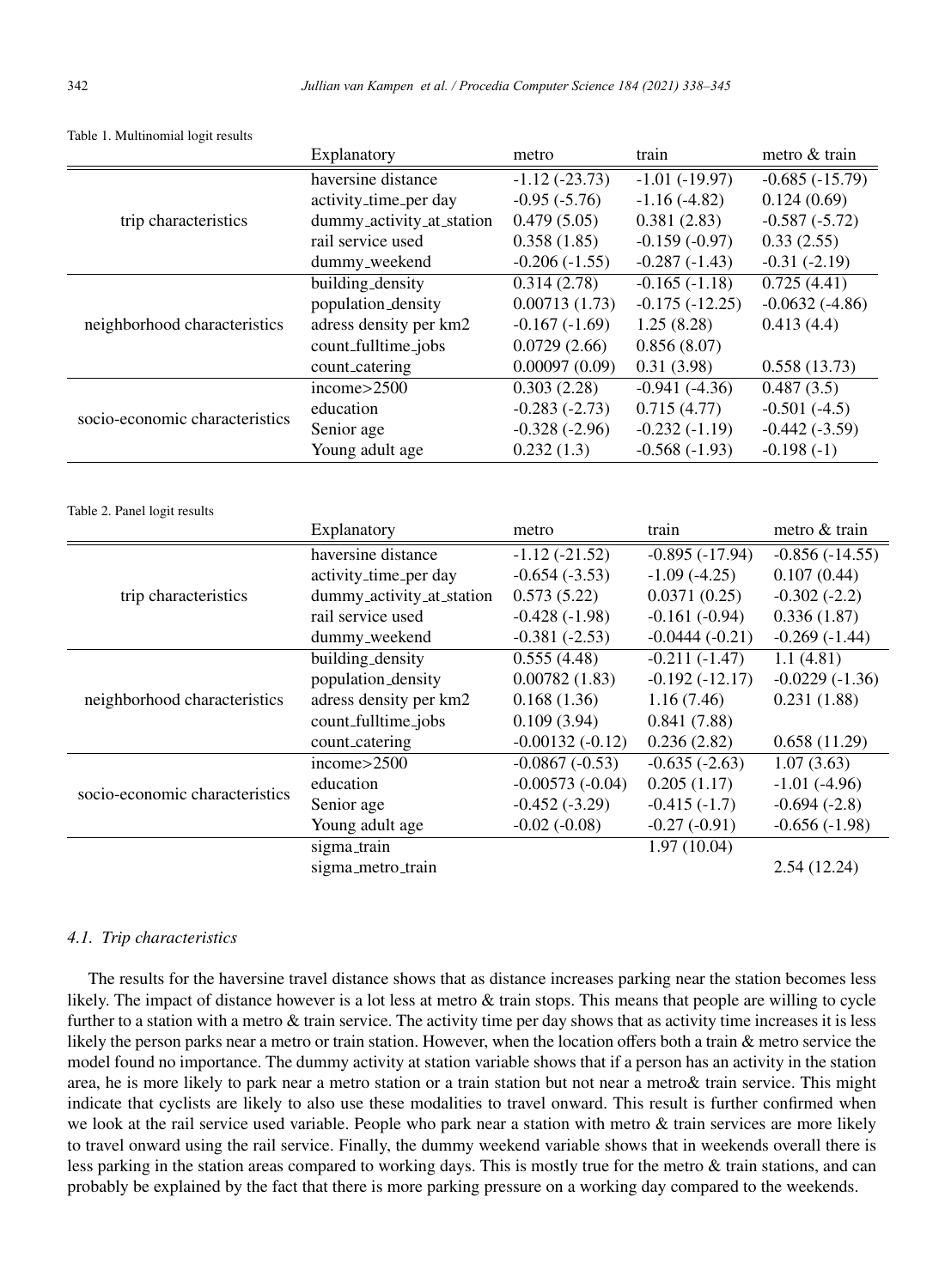Table 1. Multinomial logit results

| | Explanatory | metro | train | metro & train |
|---|---|---|---|---|
| trip characteristics | haversine distance | -1.12 (-23.73) | -1.01 (-19.97) | -0.685 (-15.79) |
| | activity_time_per day | -0.95 (-5.76) | -1.16 (-4.82) | 0.124 (0.69) |
| | dummy_activity_at_station | 0.479 (5.05) | 0.381 (2.83) | -0.587 (-5.72) |
| | rail service used | 0.358 (1.85) | -0.159 (-0.97) | 0.33 (2.55) |
| | dummy_weekend | -0.206 (-1.55) | -0.287 (-1.43) | -0.31 (-2.19) |
| neighborhood characteristics | building_density | 0.314 (2.78) | -0.165 (-1.18) | 0.725 (4.41) |
| | population_density | 0.00713 (1.73) | -0.175 (-12.25) | -0.0632 (-4.86) |
| | adress density per km2 | -0.167 (-1.69) | 1.25 (8.28) | 0.413 (4.4) |
| | count_fulltime_jobs | 0.0729 (2.66) | 0.856 (8.07) | |
| | count_catering | 0.00097 (0.09) | 0.31 (3.98) | 0.558 (13.73) |
| socio-economic characteristics | income>2500 | 0.303 (2.28) | -0.941 (-4.36) | 0.487 (3.5) |
| | education | -0.283 (-2.73) | 0.715 (4.77) | -0.501 (-4.5) |
| | Senior age | -0.328 (-2.96) | -0.232 (-1.19) | -0.442 (-3.59) |
| | Young adult age | 0.232 (1.3) | -0.568 (-1.93) | -0.198 (-1) |

Table 2. Panel logit results

| | Explanatory | metro | train | metro & train |
|---|---|---|---|---|
| trip characteristics | haversine distance | -1.12 (-21.52) | -0.895 (-17.94) | -0.856 (-14.55) |
| | activity_time_per day | -0.654 (-3.53) | -1.09 (-4.25) | 0.107 (0.44) |
| | dummy_activity_at_station | 0.573 (5.22) | 0.0371 (0.25) | -0.302 (-2.2) |
| | rail service used | -0.428 (-1.98) | -0.161 (-0.94) | 0.336 (1.87) |
| | dummy_weekend | -0.381 (-2.53) | -0.0444 (-0.21) | -0.269 (-1.44) |
| neighborhood characteristics | building_density | 0.555 (4.48) | -0.211 (-1.47) | 1.1 (4.81) |
| | population_density | 0.00782 (1.83) | -0.192 (-12.17) | -0.0229 (-1.36) |
| | adress density per km2 | 0.168 (1.36) | 1.16 (7.46) | 0.231 (1.88) |
| | count_fulltime_jobs | 0.109 (3.94) | 0.841 (7.88) | |
| | count_catering | -0.00132 (-0.12) | 0.236 (2.82) | 0.658 (11.29) |
| socio-economic characteristics | income>2500 | -0.0867 (-0.53) | -0.635 (-2.63) | 1.07 (3.63) |
| | education | -0.00573 (-0.04) | 0.205 (1.17) | -1.01 (-4.96) |
| | Senior age | -0.452 (-3.29) | -0.415 (-1.7) | -0.694 (-2.8) |
| | Young adult age | -0.02 (-0.08) | -0.27 (-0.91) | -0.656 (-1.98) |
| | sigma_train | | 1.97 (10.04) | |
| | sigma_metro_train | | | 2.54 (12.24) |

### *4.1. Trip characteristics*

The results for the haversine travel distance shows that as distance increases parking near the station becomes less likely. The impact of distance however is a lot less at metro & train stops. This means that people are willing to cycle further to a station with a metro & train service. The activity time per day shows that as activity time increases it is less likely the person parks near a metro or train station. However, when the location offers both a train & metro service the model found no importance. The dummy activity at station variable shows that if a person has an activity in the station area, he is more likely to park near a metro station or a train station but not near a metro& train service. This might indicate that cyclists are likely to also use these modalities to travel onward. This result is further confirmed when we look at the rail service used variable. People who park near a station with metro & train services are more likely to travel onward using the rail service. Finally, the dummy weekend variable shows that in weekends overall there is less parking in the station areas compared to working days. This is mostly true for the metro & train stations, and can probably be explained by the fact that there is more parking pressure on a working day compared to the weekends.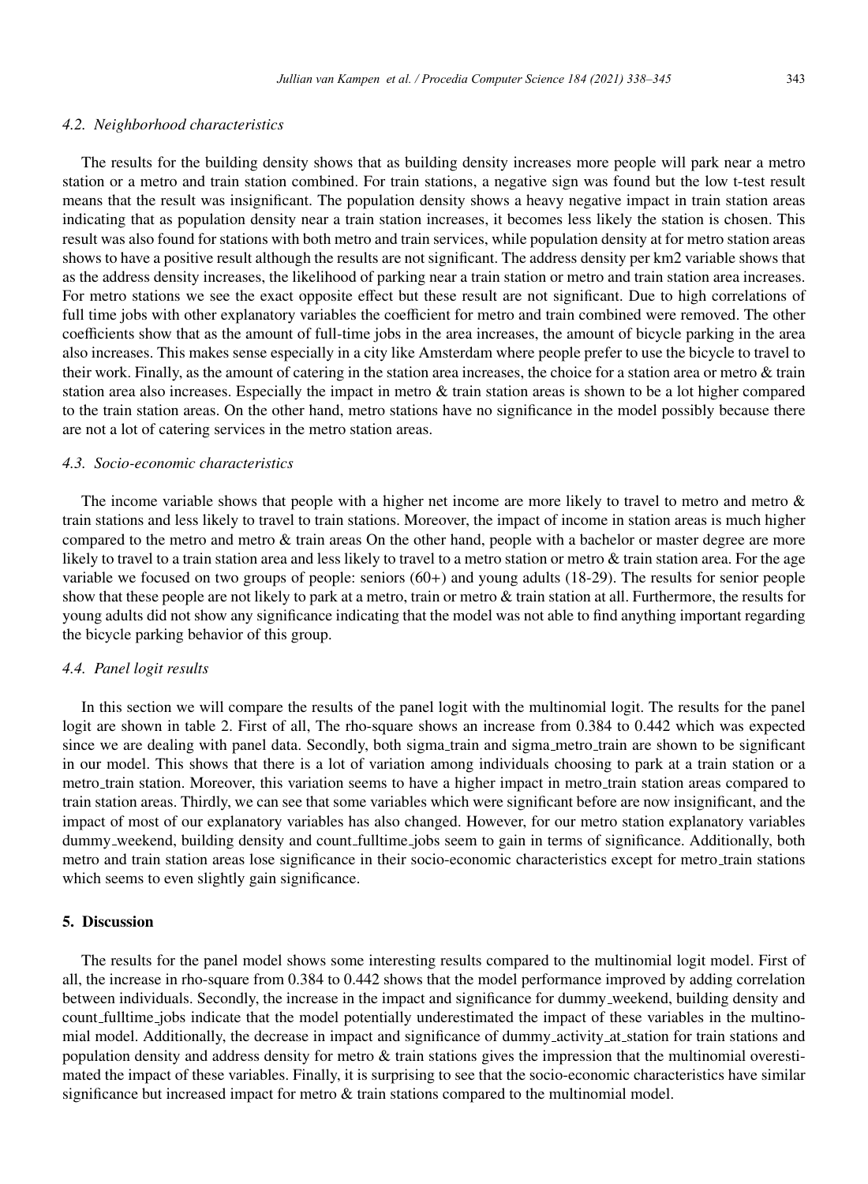### 4.2. Neighborhood characteristics

The results for the building density shows that as building density increases more people will park near a metro station or a metro and train station combined. For train stations, a negative sign was found but the low t-test result means that the result was insignificant. The population density shows a heavy negative impact in train station areas indicating that as population density near a train station increases, it becomes less likely the station is chosen. This result was also found for stations with both metro and train services, while population density at for metro station areas shows to have a positive result although the results are not significant. The address density per km2 variable shows that as the address density increases, the likelihood of parking near a train station or metro and train station area increases. For metro stations we see the exact opposite effect but these result are not significant. Due to high correlations of full time jobs with other explanatory variables the coefficient for metro and train combined were removed. The other coefficients show that as the amount of full-time jobs in the area increases, the amount of bicycle parking in the area also increases. This makes sense especially in a city like Amsterdam where people prefer to use the bicycle to travel to their work. Finally, as the amount of catering in the station area increases, the choice for a station area or metro & train station area also increases. Especially the impact in metro & train station areas is shown to be a lot higher compared to the train station areas. On the other hand, metro stations have no significance in the model possibly because there are not a lot of catering services in the metro station areas.

### 4.3. Socio-economic characteristics

The income variable shows that people with a higher net income are more likely to travel to metro and metro & train stations and less likely to travel to train stations. Moreover, the impact of income in station areas is much higher compared to the metro and metro & train areas On the other hand, people with a bachelor or master degree are more likely to travel to a train station area and less likely to travel to a metro station or metro & train station area. For the age variable we focused on two groups of people: seniors (60+) and young adults (18-29). The results for senior people show that these people are not likely to park at a metro, train or metro & train station at all. Furthermore, the results for young adults did not show any significance indicating that the model was not able to find anything important regarding the bicycle parking behavior of this group.

### 4.4. Panel logit results

In this section we will compare the results of the panel logit with the multinomial logit. The results for the panel logit are shown in table 2. First of all, The rho-square shows an increase from 0.384 to 0.442 which was expected since we are dealing with panel data. Secondly, both sigma_train and sigma_metro_train are shown to be significant in our model. This shows that there is a lot of variation among individuals choosing to park at a train station or a metro_train station. Moreover, this variation seems to have a higher impact in metro_train station areas compared to train station areas. Thirdly, we can see that some variables which were significant before are now insignificant, and the impact of most of our explanatory variables has also changed. However, for our metro station explanatory variables dummy_weekend, building density and count_fulltime_jobs seem to gain in terms of significance. Additionally, both metro and train station areas lose significance in their socio-economic characteristics except for metro_train stations which seems to even slightly gain significance.

## 5. Discussion

The results for the panel model shows some interesting results compared to the multinomial logit model. First of all, the increase in rho-square from 0.384 to 0.442 shows that the model performance improved by adding correlation between individuals. Secondly, the increase in the impact and significance for dummy_weekend, building density and count_fulltime_jobs indicate that the model potentially underestimated the impact of these variables in the multinomial model. Additionally, the decrease in impact and significance of dummy_activity_at_station for train stations and population density and address density for metro & train stations gives the impression that the multinomial overestimated the impact of these variables. Finally, it is surprising to see that the socio-economic characteristics have similar significance but increased impact for metro & train stations compared to the multinomial model.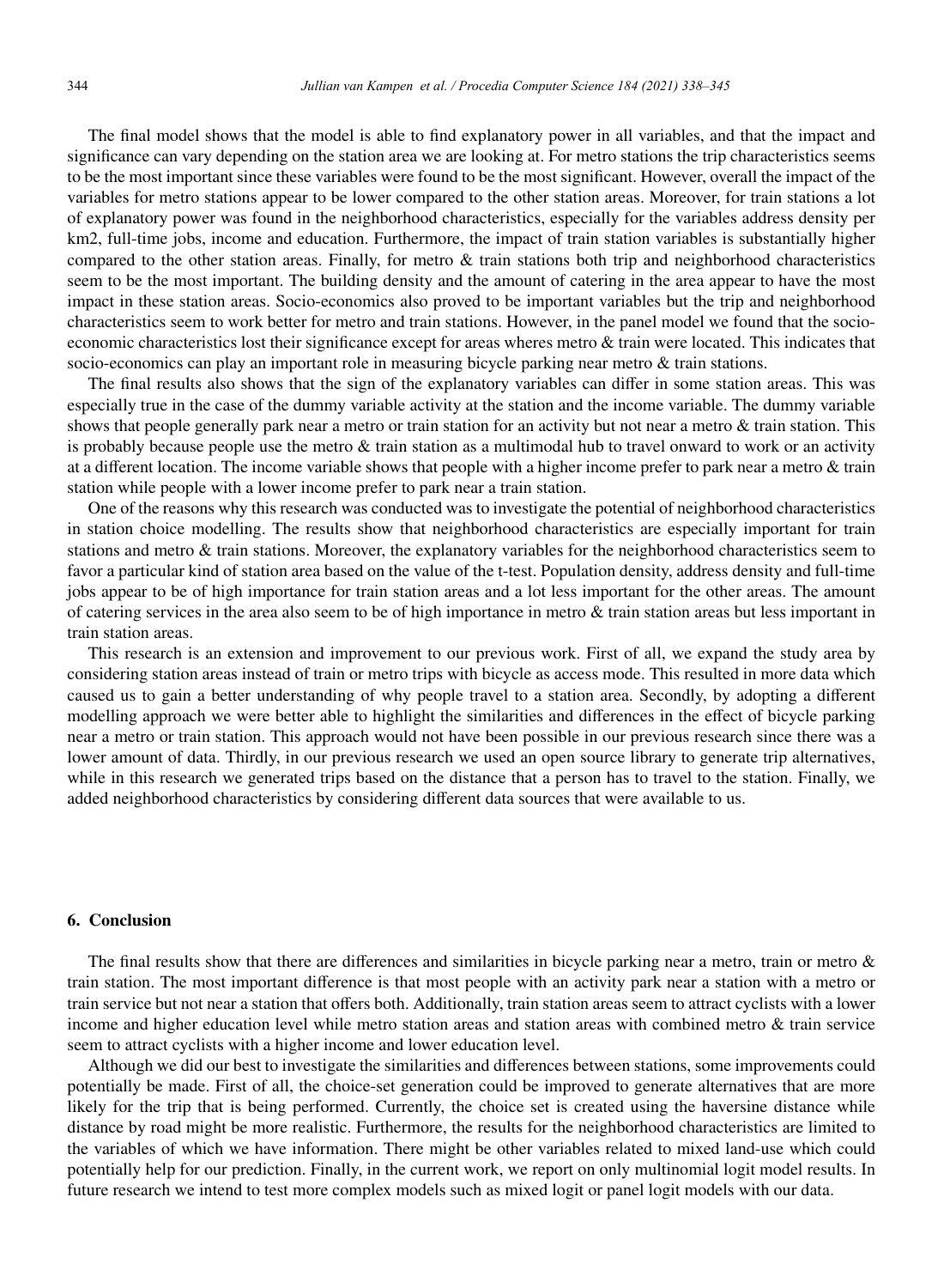The final model shows that the model is able to find explanatory power in all variables, and that the impact and significance can vary depending on the station area we are looking at. For metro stations the trip characteristics seems to be the most important since these variables were found to be the most significant. However, overall the impact of the variables for metro stations appear to be lower compared to the other station areas. Moreover, for train stations a lot of explanatory power was found in the neighborhood characteristics, especially for the variables address density per km2, full-time jobs, income and education. Furthermore, the impact of train station variables is substantially higher compared to the other station areas. Finally, for metro & train stations both trip and neighborhood characteristics seem to be the most important. The building density and the amount of catering in the area appear to have the most impact in these station areas. Socio-economics also proved to be important variables but the trip and neighborhood characteristics seem to work better for metro and train stations. However, in the panel model we found that the socio-economic characteristics lost their significance except for areas wheres metro & train were located. This indicates that socio-economics can play an important role in measuring bicycle parking near metro & train stations.

The final results also shows that the sign of the explanatory variables can differ in some station areas. This was especially true in the case of the dummy variable activity at the station and the income variable. The dummy variable shows that people generally park near a metro or train station for an activity but not near a metro & train station. This is probably because people use the metro & train station as a multimodal hub to travel onward to work or an activity at a different location. The income variable shows that people with a higher income prefer to park near a metro & train station while people with a lower income prefer to park near a train station.

One of the reasons why this research was conducted was to investigate the potential of neighborhood characteristics in station choice modelling. The results show that neighborhood characteristics are especially important for train stations and metro & train stations. Moreover, the explanatory variables for the neighborhood characteristics seem to favor a particular kind of station area based on the value of the t-test. Population density, address density and full-time jobs appear to be of high importance for train station areas and a lot less important for the other areas. The amount of catering services in the area also seem to be of high importance in metro & train station areas but less important in train station areas.

This research is an extension and improvement to our previous work. First of all, we expand the study area by considering station areas instead of train or metro trips with bicycle as access mode. This resulted in more data which caused us to gain a better understanding of why people travel to a station area. Secondly, by adopting a different modelling approach we were better able to highlight the similarities and differences in the effect of bicycle parking near a metro or train station. This approach would not have been possible in our previous research since there was a lower amount of data. Thirdly, in our previous research we used an open source library to generate trip alternatives, while in this research we generated trips based on the distance that a person has to travel to the station. Finally, we added neighborhood characteristics by considering different data sources that were available to us.

## 6. Conclusion

The final results show that there are differences and similarities in bicycle parking near a metro, train or metro & train station. The most important difference is that most people with an activity park near a station with a metro or train service but not near a station that offers both. Additionally, train station areas seem to attract cyclists with a lower income and higher education level while metro station areas and station areas with combined metro & train service seem to attract cyclists with a higher income and lower education level.

Although we did our best to investigate the similarities and differences between stations, some improvements could potentially be made. First of all, the choice-set generation could be improved to generate alternatives that are more likely for the trip that is being performed. Currently, the choice set is created using the haversine distance while distance by road might be more realistic. Furthermore, the results for the neighborhood characteristics are limited to the variables of which we have information. There might be other variables related to mixed land-use which could potentially help for our prediction. Finally, in the current work, we report on only multinomial logit model results. In future research we intend to test more complex models such as mixed logit or panel logit models with our data.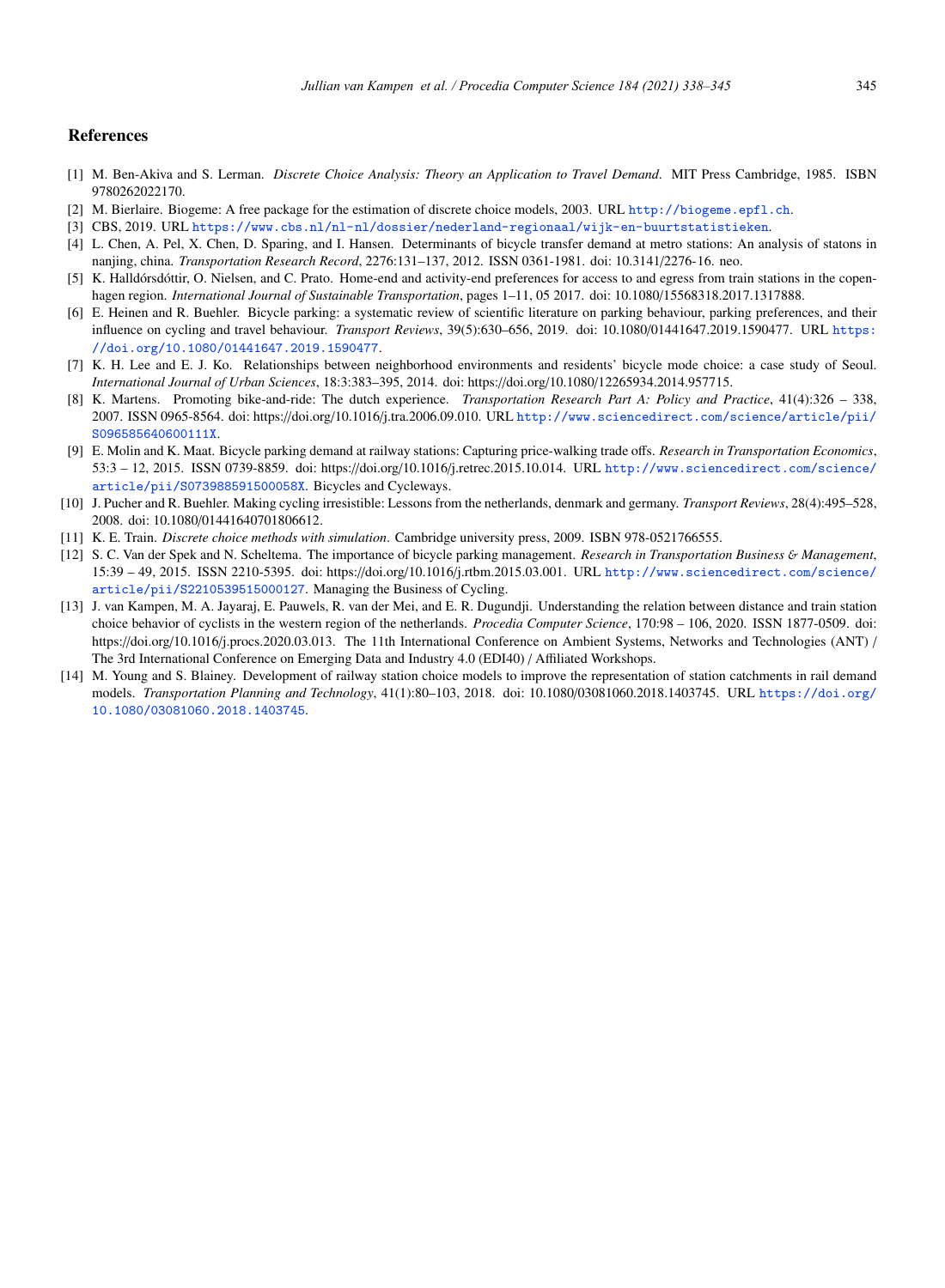## References

[1] M. Ben-Akiva and S. Lerman. *Discrete Choice Analysis: Theory an Application to Travel Demand*. MIT Press Cambridge, 1985. ISBN 9780262022170.

[2] M. Bierlaire. Biogeme: A free package for the estimation of discrete choice models, 2003. URL http://biogeme.epfl.ch.

[3] CBS, 2019. URL https://www.cbs.nl/nl-nl/dossier/nederland-regionaal/wijk-en-buurtstatistieken.

[4] L. Chen, A. Pel, X. Chen, D. Sparing, and I. Hansen. Determinants of bicycle transfer demand at metro stations: An analysis of statons in nanjing, china. *Transportation Research Record*, 2276:131–137, 2012. ISSN 0361-1981. doi: 10.3141/2276-16. neo.

[5] K. Halldórsdóttir, O. Nielsen, and C. Prato. Home-end and activity-end preferences for access to and egress from train stations in the copenhagen region. *International Journal of Sustainable Transportation*, pages 1–11, 05 2017. doi: 10.1080/15568318.2017.1317888.

[6] E. Heinen and R. Buehler. Bicycle parking: a systematic review of scientific literature on parking behaviour, parking preferences, and their influence on cycling and travel behaviour. *Transport Reviews*, 39(5):630–656, 2019. doi: 10.1080/01441647.2019.1590477. URL https://doi.org/10.1080/01441647.2019.1590477.

[7] K. H. Lee and E. J. Ko. Relationships between neighborhood environments and residents' bicycle mode choice: a case study of Seoul. *International Journal of Urban Sciences*, 18:3:383–395, 2014. doi: https://doi.org/10.1080/12265934.2014.957715.

[8] K. Martens. Promoting bike-and-ride: The dutch experience. *Transportation Research Part A: Policy and Practice*, 41(4):326 – 338, 2007. ISSN 0965-8564. doi: https://doi.org/10.1016/j.tra.2006.09.010. URL http://www.sciencedirect.com/science/article/pii/S096585640600111X.

[9] E. Molin and K. Maat. Bicycle parking demand at railway stations: Capturing price-walking trade offs. *Research in Transportation Economics*, 53:3 – 12, 2015. ISSN 0739-8859. doi: https://doi.org/10.1016/j.retrec.2015.10.014. URL http://www.sciencedirect.com/science/article/pii/S073988591500058X. Bicycles and Cycleways.

[10] J. Pucher and R. Buehler. Making cycling irresistible: Lessons from the netherlands, denmark and germany. *Transport Reviews*, 28(4):495–528, 2008. doi: 10.1080/01441640701806612.

[11] K. E. Train. *Discrete choice methods with simulation*. Cambridge university press, 2009. ISBN 978-0521766555.

[12] S. C. Van der Spek and N. Scheltema. The importance of bicycle parking management. *Research in Transportation Business & Management*, 15:39 – 49, 2015. ISSN 2210-5395. doi: https://doi.org/10.1016/j.rtbm.2015.03.001. URL http://www.sciencedirect.com/science/article/pii/S2210539515000127. Managing the Business of Cycling.

[13] J. van Kampen, M. A. Jayaraj, E. Pauwels, R. van der Mei, and E. R. Dugundji. Understanding the relation between distance and train station choice behavior of cyclists in the western region of the netherlands. *Procedia Computer Science*, 170:98 – 106, 2020. ISSN 1877-0509. doi: https://doi.org/10.1016/j.procs.2020.03.013. The 11th International Conference on Ambient Systems, Networks and Technologies (ANT) / The 3rd International Conference on Emerging Data and Industry 4.0 (EDI40) / Affiliated Workshops.

[14] M. Young and S. Blainey. Development of railway station choice models to improve the representation of station catchments in rail demand models. *Transportation Planning and Technology*, 41(1):80–103, 2018. doi: 10.1080/03081060.2018.1403745. URL https://doi.org/10.1080/03081060.2018.1403745.